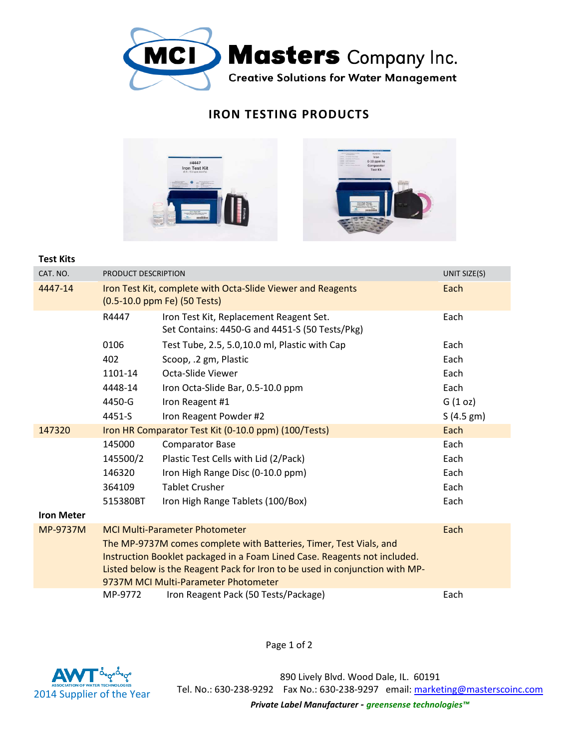# Masters Company Inc.

Creative Solutions for Water Management

## IRON TESTING PRODUCTS

### Test Kits

| CAT. NO. | PRODUCT DESCRIPTION | | UNIT SIZE(S) |
|---|---|---|---|
| 4447-14 | Iron Test Kit, complete with Octa-Slide Viewer and Reagents (0.5-10.0 ppm Fe) (50 Tests) | | Each |
| | R4447 | Iron Test Kit, Replacement Reagent Set. Set Contains: 4450-G and 4451-S (50 Tests/Pkg) | Each |
| | 0106 | Test Tube, 2.5, 5.0,10.0 ml, Plastic with Cap | Each |
| | 402 | Scoop, .2 gm, Plastic | Each |
| | 1101-14 | Octa-Slide Viewer | Each |
| | 4448-14 | Iron Octa-Slide Bar, 0.5-10.0 ppm | Each |
| | 4450-G | Iron Reagent #1 | G (1 oz) |
| | 4451-S | Iron Reagent Powder #2 | S (4.5 gm) |
| 147320 | Iron HR Comparator Test Kit (0-10.0 ppm) (100/Tests) | | Each |
| | 145000 | Comparator Base | Each |
| | 145500/2 | Plastic Test Cells with Lid (2/Pack) | Each |
| | 146320 | Iron High Range Disc (0-10.0 ppm) | Each |
| | 364109 | Tablet Crusher | Each |
| | 515380BT | Iron High Range Tablets (100/Box) | Each |

### Iron Meter

| CAT. NO. | PRODUCT DESCRIPTION | | UNIT SIZE(S) |
|---|---|---|---|
| MP-9737M | MCI Multi-Parameter Photometer<br>The MP-9737M comes complete with Batteries, Timer, Test Vials, and Instruction Booklet packaged in a Foam Lined Case. Reagents not included. Listed below is the Reagent Pack for Iron to be used in conjunction with MP-9737M MCI Multi-Parameter Photometer | | Each |
| | MP-9772 | Iron Reagent Pack (50 Tests/Package) | Each |

AWT Association of Water Technologies 2014 Supplier of the Year

890 Lively Blvd. Wood Dale, IL. 60191
Tel. No.: 630-238-9292 Fax No.: 630-238-9297 email: marketing@masterscoinc.com

***Private Label Manufacturer - greensense technologies™***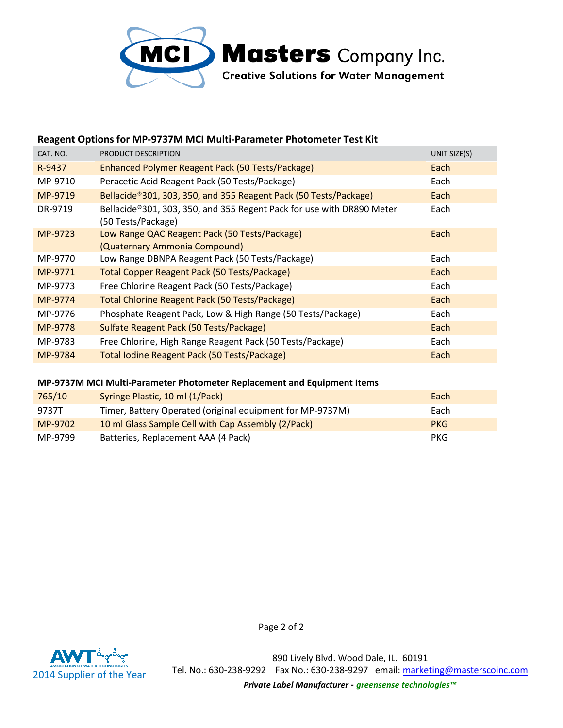Masters Company Inc.

Creative Solutions for Water Management

### Reagent Options for MP-9737M MCI Multi-Parameter Photometer Test Kit

| CAT. NO. | PRODUCT DESCRIPTION | UNIT SIZE(S) |
|---|---|---|
| R-9437 | Enhanced Polymer Reagent Pack (50 Tests/Package) | Each |
| MP-9710 | Peracetic Acid Reagent Pack (50 Tests/Package) | Each |
| MP-9719 | Bellacide®301, 303, 350, and 355 Reagent Pack (50 Tests/Package) | Each |
| DR-9719 | Bellacide®301, 303, 350, and 355 Regent Pack for use with DR890 Meter (50 Tests/Package) | Each |
| MP-9723 | Low Range QAC Reagent Pack (50 Tests/Package) (Quaternary Ammonia Compound) | Each |
| MP-9770 | Low Range DBNPA Reagent Pack (50 Tests/Package) | Each |
| MP-9771 | Total Copper Reagent Pack (50 Tests/Package) | Each |
| MP-9773 | Free Chlorine Reagent Pack (50 Tests/Package) | Each |
| MP-9774 | Total Chlorine Reagent Pack (50 Tests/Package) | Each |
| MP-9776 | Phosphate Reagent Pack, Low & High Range (50 Tests/Package) | Each |
| MP-9778 | Sulfate Reagent Pack (50 Tests/Package) | Each |
| MP-9783 | Free Chlorine, High Range Reagent Pack (50 Tests/Package) | Each |
| MP-9784 | Total Iodine Reagent Pack (50 Tests/Package) | Each |

### MP-9737M MCI Multi-Parameter Photometer Replacement and Equipment Items

| | | |
|---|---|---|
| 765/10 | Syringe Plastic, 10 ml (1/Pack) | Each |
| 9737T | Timer, Battery Operated (original equipment for MP-9737M) | Each |
| MP-9702 | 10 ml Glass Sample Cell with Cap Assembly (2/Pack) | PKG |
| MP-9799 | Batteries, Replacement AAA (4 Pack) | PKG |

AWT Association of Water Technologies 2014 Supplier of the Year

890 Lively Blvd. Wood Dale, IL. 60191
Tel. No.: 630-238-9292 Fax No.: 630-238-9297 email: marketing@masterscoinc.com

***Private Label Manufacturer - greensense technologies™***